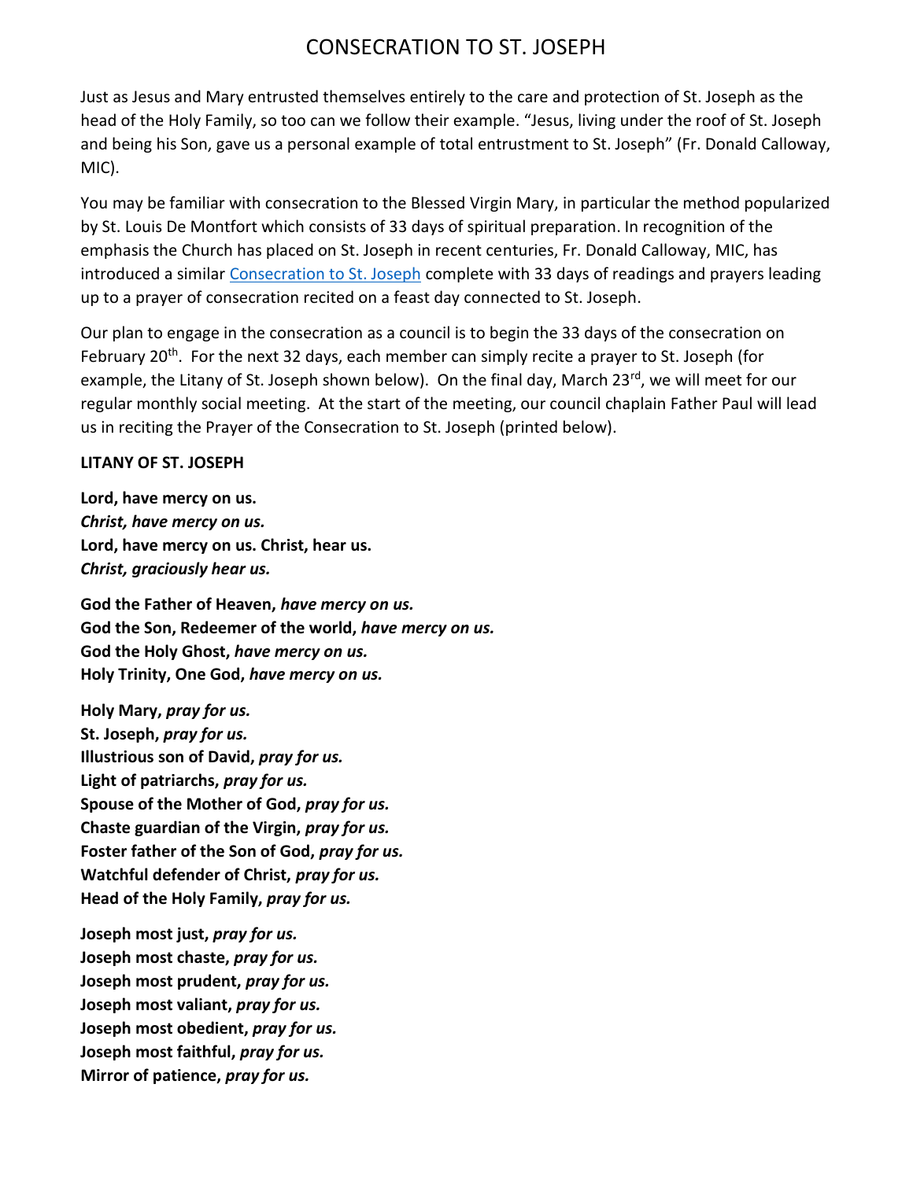# CONSECRATION TO ST. JOSEPH

Just as Jesus and Mary entrusted themselves entirely to the care and protection of St. Joseph as the head of the Holy Family, so too can we follow their example. "Jesus, living under the roof of St. Joseph and being his Son, gave us a personal example of total entrustment to St. Joseph" (Fr. Donald Calloway, MIC).

You may be familiar with consecration to the Blessed Virgin Mary, in particular the method popularized by St. Louis De Montfort which consists of 33 days of spiritual preparation. In recognition of the emphasis the Church has placed on St. Joseph in recent centuries, Fr. Donald Calloway, MIC, has introduced a similar Consecration to St. Joseph complete with 33 days of readings and prayers leading up to a prayer of consecration recited on a feast day connected to St. Joseph.

Our plan to engage in the consecration as a council is to begin the 33 days of the consecration on February 20th. For the next 32 days, each member can simply recite a prayer to St. Joseph (for example, the Litany of St. Joseph shown below). On the final day, March 23rd, we will meet for our regular monthly social meeting. At the start of the meeting, our council chaplain Father Paul will lead us in reciting the Prayer of the Consecration to St. Joseph (printed below).

**LITANY OF ST. JOSEPH**

**Lord, have mercy on us.**  
***Christ, have mercy on us.***  
**Lord, have mercy on us. Christ, hear us.**  
***Christ, graciously hear us.***

**God the Father of Heaven, *have mercy on us.***  
**God the Son, Redeemer of the world, *have mercy on us.***  
**God the Holy Ghost, *have mercy on us.***  
**Holy Trinity, One God, *have mercy on us.***

**Holy Mary, *pray for us.***  
**St. Joseph, *pray for us.***  
**Illustrious son of David, *pray for us.***  
**Light of patriarchs, *pray for us.***  
**Spouse of the Mother of God, *pray for us.***  
**Chaste guardian of the Virgin, *pray for us.***  
**Foster father of the Son of God, *pray for us.***  
**Watchful defender of Christ, *pray for us.***  
**Head of the Holy Family, *pray for us.***

**Joseph most just, *pray for us.***  
**Joseph most chaste, *pray for us.***  
**Joseph most prudent, *pray for us.***  
**Joseph most valiant, *pray for us.***  
**Joseph most obedient, *pray for us.***  
**Joseph most faithful, *pray for us.***  
**Mirror of patience, *pray for us.***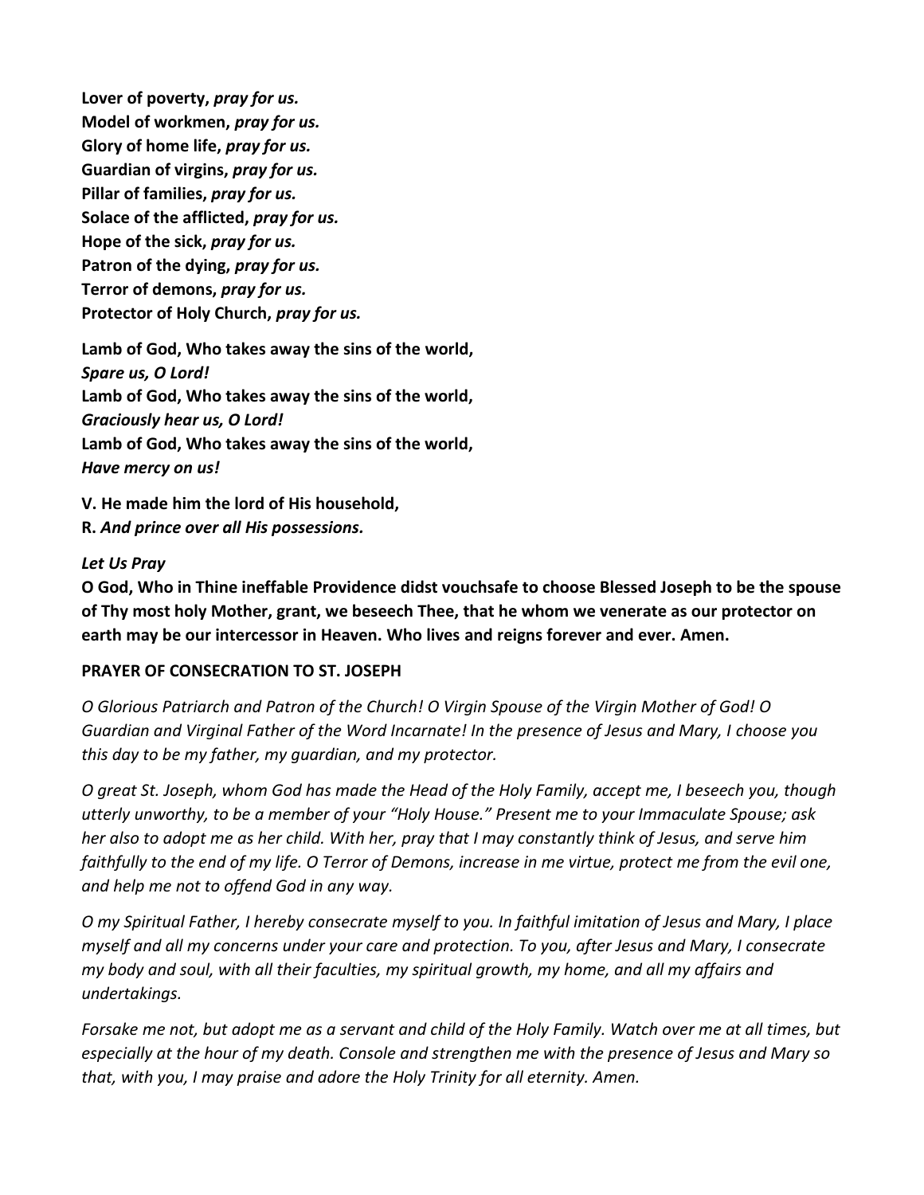**Lover of poverty,** ***pray for us.***
**Model of workmen,** ***pray for us.***
**Glory of home life,** ***pray for us.***
**Guardian of virgins,** ***pray for us.***
**Pillar of families,** ***pray for us.***
**Solace of the afflicted,** ***pray for us.***
**Hope of the sick,** ***pray for us.***
**Patron of the dying,** ***pray for us.***
**Terror of demons,** ***pray for us.***
**Protector of Holy Church,** ***pray for us.***

**Lamb of God, Who takes away the sins of the world,**
***Spare us, O Lord!***
**Lamb of God, Who takes away the sins of the world,**
***Graciously hear us, O Lord!***
**Lamb of God, Who takes away the sins of the world,**
***Have mercy on us!***

**V. He made him the lord of His household,**
**R.** ***And prince over all His possessions.***

*Let Us Pray*
**O God, Who in Thine ineffable Providence didst vouchsafe to choose Blessed Joseph to be the spouse of Thy most holy Mother, grant, we beseech Thee, that he whom we venerate as our protector on earth may be our intercessor in Heaven. Who lives and reigns forever and ever. Amen.**

**PRAYER OF CONSECRATION TO ST. JOSEPH**

*O Glorious Patriarch and Patron of the Church! O Virgin Spouse of the Virgin Mother of God! O Guardian and Virginal Father of the Word Incarnate! In the presence of Jesus and Mary, I choose you this day to be my father, my guardian, and my protector.*

*O great St. Joseph, whom God has made the Head of the Holy Family, accept me, I beseech you, though utterly unworthy, to be a member of your "Holy House." Present me to your Immaculate Spouse; ask her also to adopt me as her child. With her, pray that I may constantly think of Jesus, and serve him faithfully to the end of my life. O Terror of Demons, increase in me virtue, protect me from the evil one, and help me not to offend God in any way.*

*O my Spiritual Father, I hereby consecrate myself to you. In faithful imitation of Jesus and Mary, I place myself and all my concerns under your care and protection. To you, after Jesus and Mary, I consecrate my body and soul, with all their faculties, my spiritual growth, my home, and all my affairs and undertakings.*

*Forsake me not, but adopt me as a servant and child of the Holy Family. Watch over me at all times, but especially at the hour of my death. Console and strengthen me with the presence of Jesus and Mary so that, with you, I may praise and adore the Holy Trinity for all eternity. Amen.*